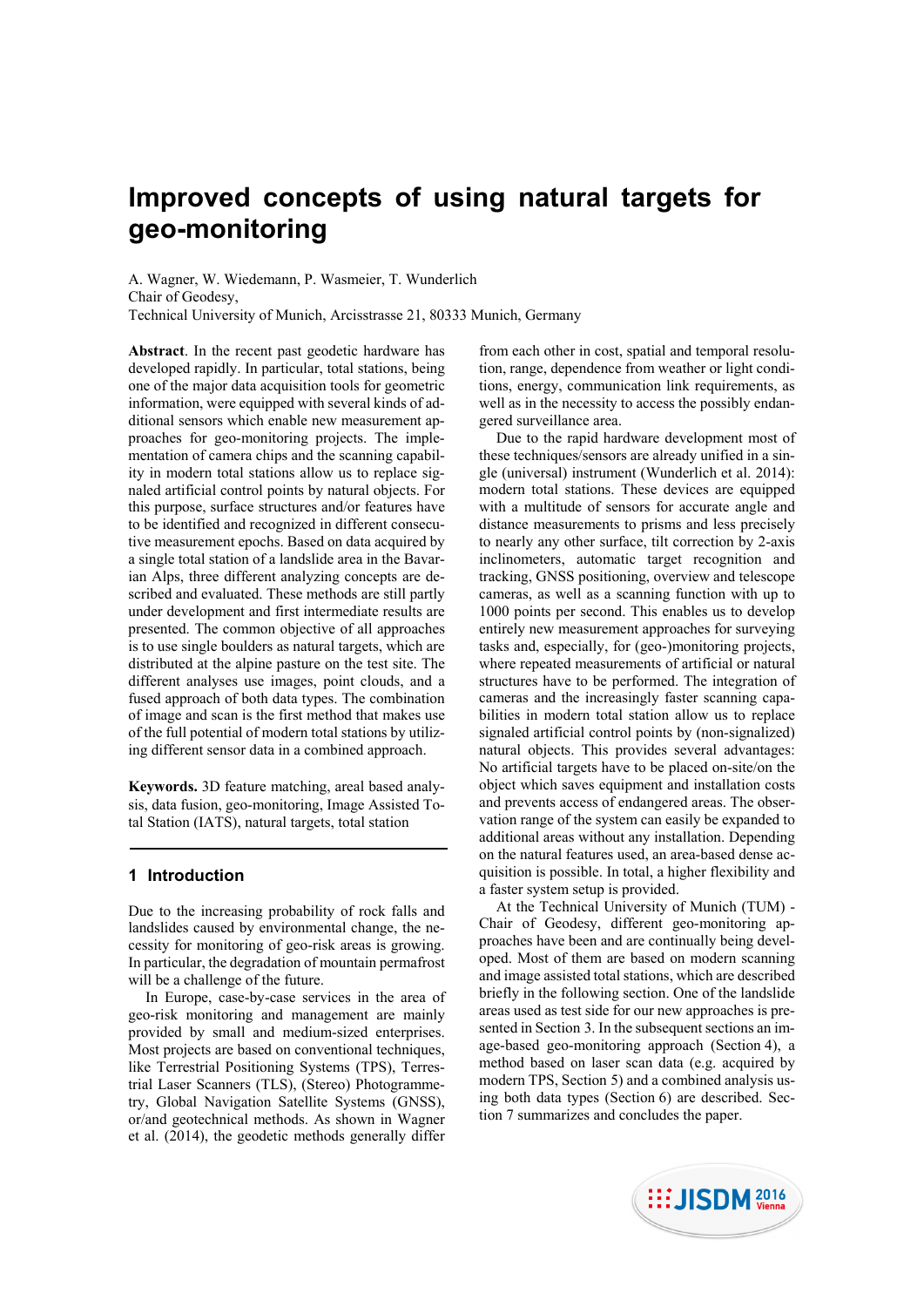# Improved concepts of using natural targets for geo-monitoring

A. Wagner, W. Wiedemann, P. Wasmeier, T. Wunderlich
Chair of Geodesy,
Technical University of Munich, Arcisstrasse 21, 80333 Munich, Germany

**Abstract**. In the recent past geodetic hardware has developed rapidly. In particular, total stations, being one of the major data acquisition tools for geometric information, were equipped with several kinds of additional sensors which enable new measurement approaches for geo-monitoring projects. The implementation of camera chips and the scanning capability in modern total stations allow us to replace signaled artificial control points by natural objects. For this purpose, surface structures and/or features have to be identified and recognized in different consecutive measurement epochs. Based on data acquired by a single total station of a landslide area in the Bavarian Alps, three different analyzing concepts are described and evaluated. These methods are still partly under development and first intermediate results are presented. The common objective of all approaches is to use single boulders as natural targets, which are distributed at the alpine pasture on the test site. The different analyses use images, point clouds, and a fused approach of both data types. The combination of image and scan is the first method that makes use of the full potential of modern total stations by utilizing different sensor data in a combined approach.

**Keywords.** 3D feature matching, areal based analysis, data fusion, geo-monitoring, Image Assisted Total Station (IATS), natural targets, total station

## 1 Introduction

Due to the increasing probability of rock falls and landslides caused by environmental change, the necessity for monitoring of geo-risk areas is growing. In particular, the degradation of mountain permafrost will be a challenge of the future.

In Europe, case-by-case services in the area of geo-risk monitoring and management are mainly provided by small and medium-sized enterprises. Most projects are based on conventional techniques, like Terrestrial Positioning Systems (TPS), Terrestrial Laser Scanners (TLS), (Stereo) Photogrammetry, Global Navigation Satellite Systems (GNSS), or/and geotechnical methods. As shown in Wagner et al. (2014), the geodetic methods generally differ from each other in cost, spatial and temporal resolution, range, dependence from weather or light conditions, energy, communication link requirements, as well as in the necessity to access the possibly endangered surveillance area.

Due to the rapid hardware development most of these techniques/sensors are already unified in a single (universal) instrument (Wunderlich et al. 2014): modern total stations. These devices are equipped with a multitude of sensors for accurate angle and distance measurements to prisms and less precisely to nearly any other surface, tilt correction by 2-axis inclinometers, automatic target recognition and tracking, GNSS positioning, overview and telescope cameras, as well as a scanning function with up to 1000 points per second. This enables us to develop entirely new measurement approaches for surveying tasks and, especially, for (geo-)monitoring projects, where repeated measurements of artificial or natural structures have to be performed. The integration of cameras and the increasingly faster scanning capabilities in modern total station allow us to replace signaled artificial control points by (non-signalized) natural objects. This provides several advantages: No artificial targets have to be placed on-site/on the object which saves equipment and installation costs and prevents access of endangered areas. The observation range of the system can easily be expanded to additional areas without any installation. Depending on the natural features used, an area-based dense acquisition is possible. In total, a higher flexibility and a faster system setup is provided.

At the Technical University of Munich (TUM) - Chair of Geodesy, different geo-monitoring approaches have been and are continually being developed. Most of them are based on modern scanning and image assisted total stations, which are described briefly in the following section. One of the landslide areas used as test side for our new approaches is presented in Section 3. In the subsequent sections an image-based geo-monitoring approach (Section 4), a method based on laser scan data (e.g. acquired by modern TPS, Section 5) and a combined analysis using both data types (Section 6) are described. Section 7 summarizes and concludes the paper.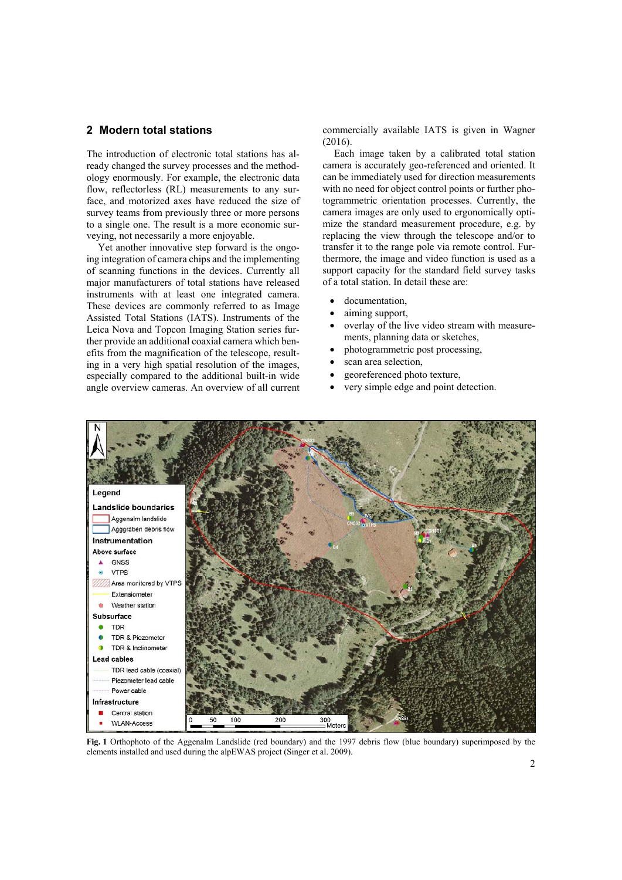## 2 Modern total stations

The introduction of electronic total stations has already changed the survey processes and the methodology enormously. For example, the electronic data flow, reflectorless (RL) measurements to any surface, and motorized axes have reduced the size of survey teams from previously three or more persons to a single one. The result is a more economic surveying, not necessarily a more enjoyable.

Yet another innovative step forward is the ongoing integration of camera chips and the implementing of scanning functions in the devices. Currently all major manufacturers of total stations have released instruments with at least one integrated camera. These devices are commonly referred to as Image Assisted Total Stations (IATS). Instruments of the Leica Nova and Topcon Imaging Station series further provide an additional coaxial camera which benefits from the magnification of the telescope, resulting in a very high spatial resolution of the images, especially compared to the additional built-in wide angle overview cameras. An overview of all current commercially available IATS is given in Wagner (2016).

Each image taken by a calibrated total station camera is accurately geo-referenced and oriented. It can be immediately used for direction measurements with no need for object control points or further photogrammetric orientation processes. Currently, the camera images are only used to ergonomically optimize the standard measurement procedure, e.g. by replacing the view through the telescope and/or to transfer it to the range pole via remote control. Furthermore, the image and video function is used as a support capacity for the standard field survey tasks of a total station. In detail these are:

- documentation,
- aiming support,
- overlay of the live video stream with measurements, planning data or sketches,
- photogrammetric post processing,
- scan area selection,
- georeferenced photo texture,
- very simple edge and point detection.

**Fig. 1** Orthophoto of the Aggenalm Landslide (red boundary) and the 1997 debris flow (blue boundary) superimposed by the elements installed and used during the alpEWAS project (Singer et al. 2009).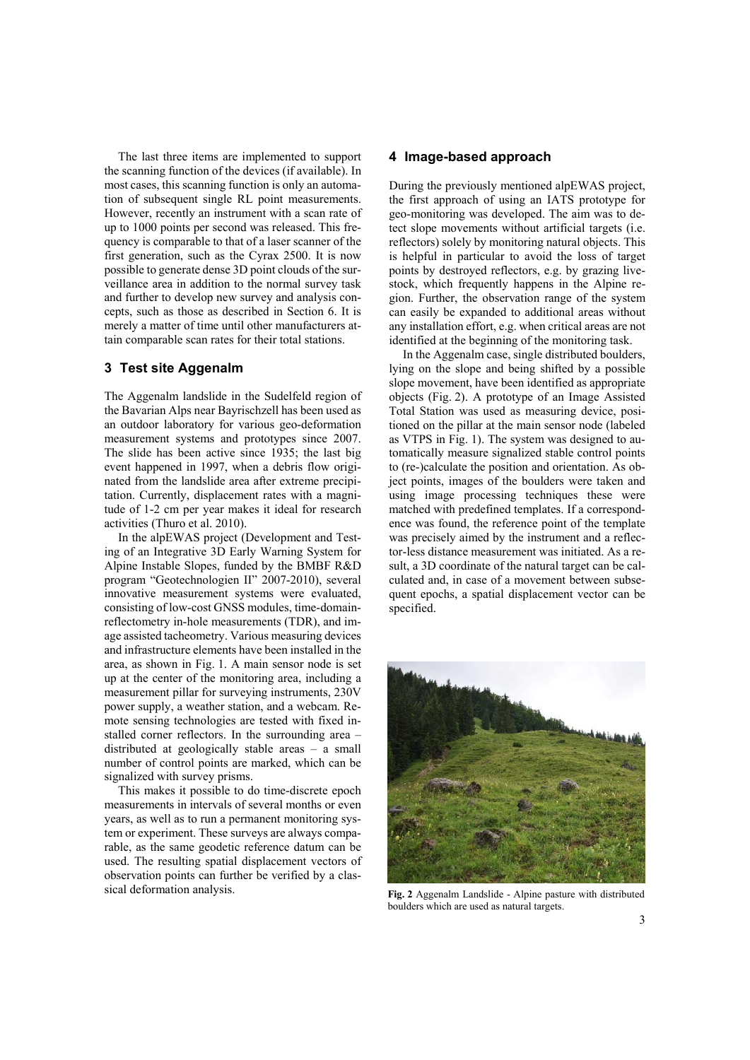The last three items are implemented to support the scanning function of the devices (if available). In most cases, this scanning function is only an automation of subsequent single RL point measurements. However, recently an instrument with a scan rate of up to 1000 points per second was released. This frequency is comparable to that of a laser scanner of the first generation, such as the Cyrax 2500. It is now possible to generate dense 3D point clouds of the surveillance area in addition to the normal survey task and further to develop new survey and analysis concepts, such as those as described in Section 6. It is merely a matter of time until other manufacturers attain comparable scan rates for their total stations.

## 3 Test site Aggenalm

The Aggenalm landslide in the Sudelfeld region of the Bavarian Alps near Bayrischzell has been used as an outdoor laboratory for various geo-deformation measurement systems and prototypes since 2007. The slide has been active since 1935; the last big event happened in 1997, when a debris flow originated from the landslide area after extreme precipitation. Currently, displacement rates with a magnitude of 1-2 cm per year makes it ideal for research activities (Thuro et al. 2010).

In the alpEWAS project (Development and Testing of an Integrative 3D Early Warning System for Alpine Instable Slopes, funded by the BMBF R&D program "Geotechnologien II" 2007-2010), several innovative measurement systems were evaluated, consisting of low-cost GNSS modules, time-domain-reflectometry in-hole measurements (TDR), and image assisted tacheometry. Various measuring devices and infrastructure elements have been installed in the area, as shown in Fig. 1. A main sensor node is set up at the center of the monitoring area, including a measurement pillar for surveying instruments, 230V power supply, a weather station, and a webcam. Remote sensing technologies are tested with fixed installed corner reflectors. In the surrounding area – distributed at geologically stable areas – a small number of control points are marked, which can be signalized with survey prisms.

This makes it possible to do time-discrete epoch measurements in intervals of several months or even years, as well as to run a permanent monitoring system or experiment. These surveys are always comparable, as the same geodetic reference datum can be used. The resulting spatial displacement vectors of observation points can further be verified by a classical deformation analysis.

## 4 Image-based approach

During the previously mentioned alpEWAS project, the first approach of using an IATS prototype for geo-monitoring was developed. The aim was to detect slope movements without artificial targets (i.e. reflectors) solely by monitoring natural objects. This is helpful in particular to avoid the loss of target points by destroyed reflectors, e.g. by grazing livestock, which frequently happens in the Alpine region. Further, the observation range of the system can easily be expanded to additional areas without any installation effort, e.g. when critical areas are not identified at the beginning of the monitoring task.

In the Aggenalm case, single distributed boulders, lying on the slope and being shifted by a possible slope movement, have been identified as appropriate objects (Fig. 2). A prototype of an Image Assisted Total Station was used as measuring device, positioned on the pillar at the main sensor node (labeled as VTPS in Fig. 1). The system was designed to automatically measure signalized stable control points to (re-)calculate the position and orientation. As object points, images of the boulders were taken and using image processing techniques these were matched with predefined templates. If a correspondence was found, the reference point of the template was precisely aimed by the instrument and a reflector-less distance measurement was initiated. As a result, a 3D coordinate of the natural target can be calculated and, in case of a movement between subsequent epochs, a spatial displacement vector can be specified.

**Fig. 2** Aggenalm Landslide - Alpine pasture with distributed boulders which are used as natural targets.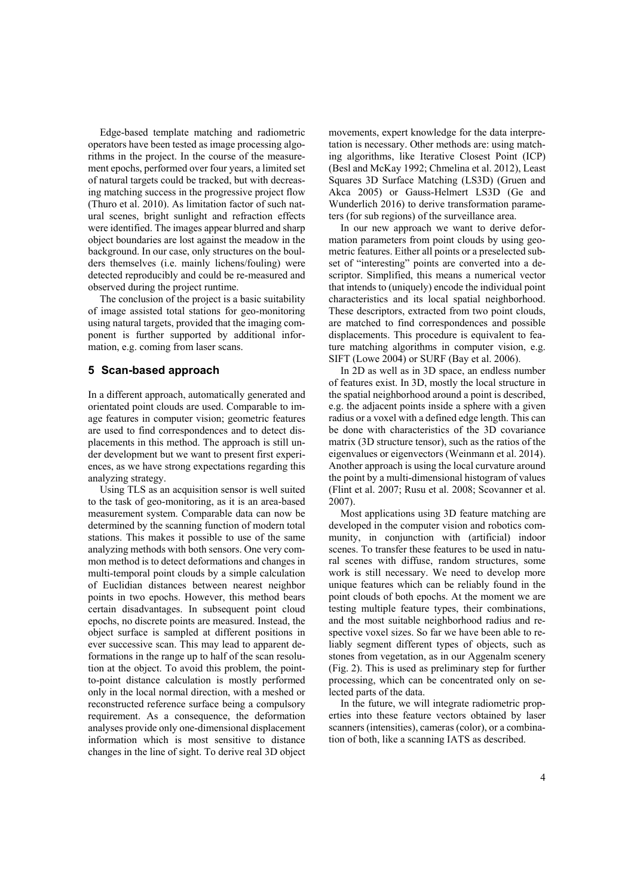Edge-based template matching and radiometric operators have been tested as image processing algorithms in the project. In the course of the measurement epochs, performed over four years, a limited set of natural targets could be tracked, but with decreasing matching success in the progressive project flow (Thuro et al. 2010). As limitation factor of such natural scenes, bright sunlight and refraction effects were identified. The images appear blurred and sharp object boundaries are lost against the meadow in the background. In our case, only structures on the boulders themselves (i.e. mainly lichens/fouling) were detected reproducibly and could be re-measured and observed during the project runtime.

The conclusion of the project is a basic suitability of image assisted total stations for geo-monitoring using natural targets, provided that the imaging component is further supported by additional information, e.g. coming from laser scans.

## 5 Scan-based approach

In a different approach, automatically generated and orientated point clouds are used. Comparable to image features in computer vision; geometric features are used to find correspondences and to detect displacements in this method. The approach is still under development but we want to present first experiences, as we have strong expectations regarding this analyzing strategy.

Using TLS as an acquisition sensor is well suited to the task of geo-monitoring, as it is an area-based measurement system. Comparable data can now be determined by the scanning function of modern total stations. This makes it possible to use of the same analyzing methods with both sensors. One very common method is to detect deformations and changes in multi-temporal point clouds by a simple calculation of Euclidian distances between nearest neighbor points in two epochs. However, this method bears certain disadvantages. In subsequent point cloud epochs, no discrete points are measured. Instead, the object surface is sampled at different positions in ever successive scan. This may lead to apparent deformations in the range up to half of the scan resolution at the object. To avoid this problem, the point-to-point distance calculation is mostly performed only in the local normal direction, with a meshed or reconstructed reference surface being a compulsory requirement. As a consequence, the deformation analyses provide only one-dimensional displacement information which is most sensitive to distance changes in the line of sight. To derive real 3D object movements, expert knowledge for the data interpretation is necessary. Other methods are: using matching algorithms, like Iterative Closest Point (ICP) (Besl and McKay 1992; Chmelina et al. 2012), Least Squares 3D Surface Matching (LS3D) (Gruen and Akca 2005) or Gauss-Helmert LS3D (Ge and Wunderlich 2016) to derive transformation parameters (for sub regions) of the surveillance area.

In our new approach we want to derive deformation parameters from point clouds by using geometric features. Either all points or a preselected subset of "interesting" points are converted into a descriptor. Simplified, this means a numerical vector that intends to (uniquely) encode the individual point characteristics and its local spatial neighborhood. These descriptors, extracted from two point clouds, are matched to find correspondences and possible displacements. This procedure is equivalent to feature matching algorithms in computer vision, e.g. SIFT (Lowe 2004) or SURF (Bay et al. 2006).

In 2D as well as in 3D space, an endless number of features exist. In 3D, mostly the local structure in the spatial neighborhood around a point is described, e.g. the adjacent points inside a sphere with a given radius or a voxel with a defined edge length. This can be done with characteristics of the 3D covariance matrix (3D structure tensor), such as the ratios of the eigenvalues or eigenvectors (Weinmann et al. 2014). Another approach is using the local curvature around the point by a multi-dimensional histogram of values (Flint et al. 2007; Rusu et al. 2008; Scovanner et al. 2007).

Most applications using 3D feature matching are developed in the computer vision and robotics community, in conjunction with (artificial) indoor scenes. To transfer these features to be used in natural scenes with diffuse, random structures, some work is still necessary. We need to develop more unique features which can be reliably found in the point clouds of both epochs. At the moment we are testing multiple feature types, their combinations, and the most suitable neighborhood radius and respective voxel sizes. So far we have been able to reliably segment different types of objects, such as stones from vegetation, as in our Aggenalm scenery (Fig. 2). This is used as preliminary step for further processing, which can be concentrated only on selected parts of the data.

In the future, we will integrate radiometric properties into these feature vectors obtained by laser scanners (intensities), cameras (color), or a combination of both, like a scanning IATS as described.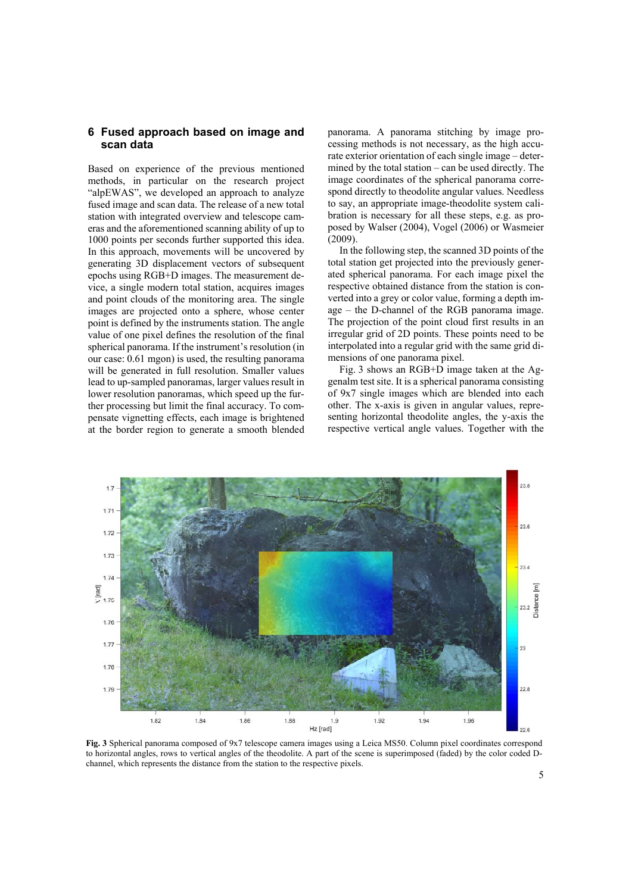## 6 Fused approach based on image and scan data

Based on experience of the previous mentioned methods, in particular on the research project "alpEWAS", we developed an approach to analyze fused image and scan data. The release of a new total station with integrated overview and telescope cameras and the aforementioned scanning ability of up to 1000 points per seconds further supported this idea. In this approach, movements will be uncovered by generating 3D displacement vectors of subsequent epochs using RGB+D images. The measurement device, a single modern total station, acquires images and point clouds of the monitoring area. The single images are projected onto a sphere, whose center point is defined by the instruments station. The angle value of one pixel defines the resolution of the final spherical panorama. If the instrument's resolution (in our case: 0.61 mgon) is used, the resulting panorama will be generated in full resolution. Smaller values lead to up-sampled panoramas, larger values result in lower resolution panoramas, which speed up the further processing but limit the final accuracy. To compensate vignetting effects, each image is brightened at the border region to generate a smooth blended panorama. A panorama stitching by image processing methods is not necessary, as the high accurate exterior orientation of each single image – determined by the total station – can be used directly. The image coordinates of the spherical panorama correspond directly to theodolite angular values. Needless to say, an appropriate image-theodolite system calibration is necessary for all these steps, e.g. as proposed by Walser (2004), Vogel (2006) or Wasmeier (2009).

In the following step, the scanned 3D points of the total station get projected into the previously generated spherical panorama. For each image pixel the respective obtained distance from the station is converted into a grey or color value, forming a depth image – the D-channel of the RGB panorama image. The projection of the point cloud first results in an irregular grid of 2D points. These points need to be interpolated into a regular grid with the same grid dimensions of one panorama pixel.

Fig. 3 shows an RGB+D image taken at the Aggenalm test site. It is a spherical panorama consisting of 9x7 single images which are blended into each other. The x-axis is given in angular values, representing horizontal theodolite angles, the y-axis the respective vertical angle values. Together with the

**Fig. 3** Spherical panorama composed of 9x7 telescope camera images using a Leica MS50. Column pixel coordinates correspond to horizontal angles, rows to vertical angles of the theodolite. A part of the scene is superimposed (faded) by the color coded D-channel, which represents the distance from the station to the respective pixels.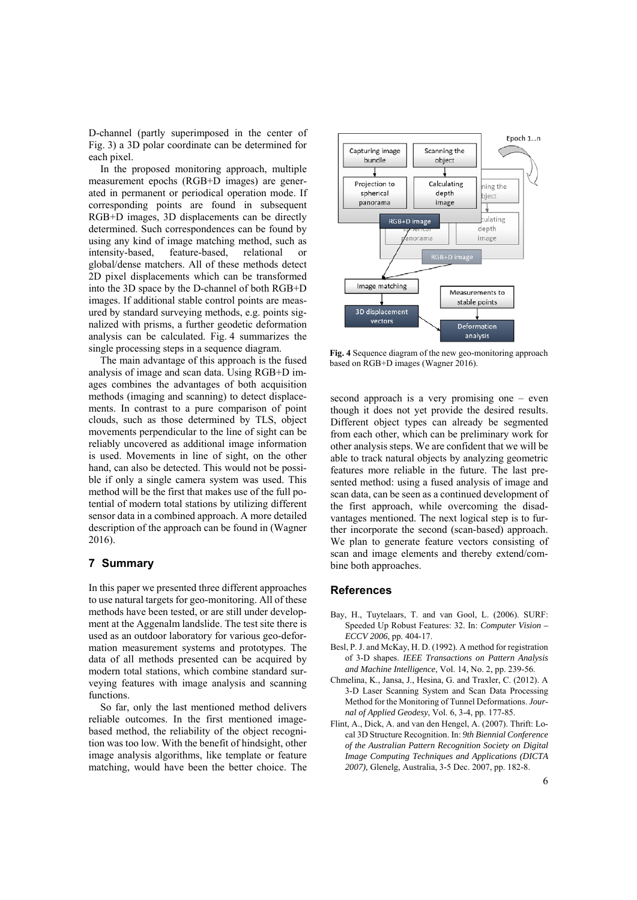D-channel (partly superimposed in the center of Fig. 3) a 3D polar coordinate can be determined for each pixel.

In the proposed monitoring approach, multiple measurement epochs (RGB+D images) are generated in permanent or periodical operation mode. If corresponding points are found in subsequent RGB+D images, 3D displacements can be directly determined. Such correspondences can be found by using any kind of image matching method, such as intensity-based, feature-based, relational or global/dense matchers. All of these methods detect 2D pixel displacements which can be transformed into the 3D space by the D-channel of both RGB+D images. If additional stable control points are measured by standard surveying methods, e.g. points signalized with prisms, a further geodetic deformation analysis can be calculated. Fig. 4 summarizes the single processing steps in a sequence diagram.

The main advantage of this approach is the fused analysis of image and scan data. Using RGB+D images combines the advantages of both acquisition methods (imaging and scanning) to detect displacements. In contrast to a pure comparison of point clouds, such as those determined by TLS, object movements perpendicular to the line of sight can be reliably uncovered as additional image information is used. Movements in line of sight, on the other hand, can also be detected. This would not be possible if only a single camera system was used. This method will be the first that makes use of the full potential of modern total stations by utilizing different sensor data in a combined approach. A more detailed description of the approach can be found in (Wagner 2016).

**Fig. 4** Sequence diagram of the new geo-monitoring approach based on RGB+D images (Wagner 2016).

## 7 Summary

In this paper we presented three different approaches to use natural targets for geo-monitoring. All of these methods have been tested, or are still under development at the Aggenalm landslide. The test site there is used as an outdoor laboratory for various geo-deformation measurement systems and prototypes. The data of all methods presented can be acquired by modern total stations, which combine standard surveying features with image analysis and scanning functions.

So far, only the last mentioned method delivers reliable outcomes. In the first mentioned image-based method, the reliability of the object recognition was too low. With the benefit of hindsight, other image analysis algorithms, like template or feature matching, would have been the better choice. The second approach is a very promising one – even though it does not yet provide the desired results. Different object types can already be segmented from each other, which can be preliminary work for other analysis steps. We are confident that we will be able to track natural objects by analyzing geometric features more reliable in the future. The last presented method: using a fused analysis of image and scan data, can be seen as a continued development of the first approach, while overcoming the disadvantages mentioned. The next logical step is to further incorporate the second (scan-based) approach. We plan to generate feature vectors consisting of scan and image elements and thereby extend/combine both approaches.

## References

Bay, H., Tuytelaars, T. and van Gool, L. (2006). SURF: Speeded Up Robust Features: 32. In: *Computer Vision – ECCV 2006*, pp. 404-17.

Besl, P. J. and McKay, H. D. (1992). A method for registration of 3-D shapes. *IEEE Transactions on Pattern Analysis and Machine Intelligence*, Vol. 14, No. 2, pp. 239-56.

Chmelina, K., Jansa, J., Hesina, G. and Traxler, C. (2012). A 3-D Laser Scanning System and Scan Data Processing Method for the Monitoring of Tunnel Deformations. *Journal of Applied Geodesy*, Vol. 6, 3-4, pp. 177-85.

Flint, A., Dick, A. and van den Hengel, A. (2007). Thrift: Local 3D Structure Recognition. In: *9th Biennial Conference of the Australian Pattern Recognition Society on Digital Image Computing Techniques and Applications (DICTA 2007),* Glenelg, Australia, 3-5 Dec. 2007, pp. 182-8.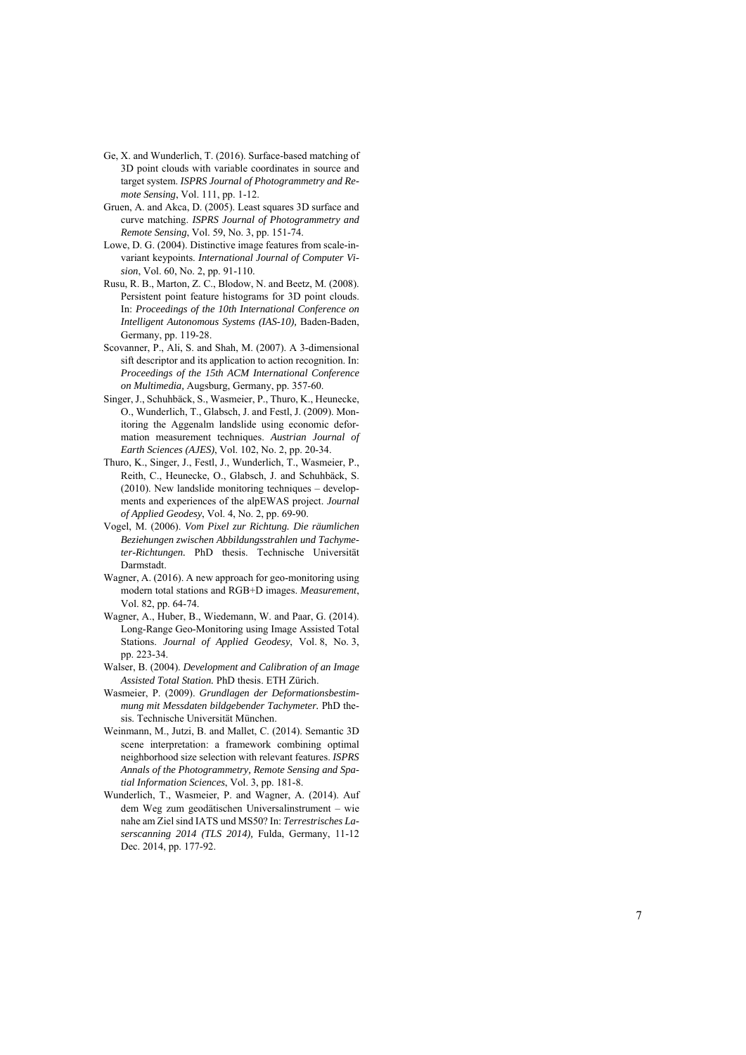Ge, X. and Wunderlich, T. (2016). Surface-based matching of 3D point clouds with variable coordinates in source and target system. *ISPRS Journal of Photogrammetry and Remote Sensing*, Vol. 111, pp. 1-12.

Gruen, A. and Akca, D. (2005). Least squares 3D surface and curve matching. *ISPRS Journal of Photogrammetry and Remote Sensing*, Vol. 59, No. 3, pp. 151-74.

Lowe, D. G. (2004). Distinctive image features from scale-invariant keypoints. *International Journal of Computer Vision*, Vol. 60, No. 2, pp. 91-110.

Rusu, R. B., Marton, Z. C., Blodow, N. and Beetz, M. (2008). Persistent point feature histograms for 3D point clouds. In: *Proceedings of the 10th International Conference on Intelligent Autonomous Systems (IAS-10),* Baden-Baden, Germany, pp. 119-28.

Scovanner, P., Ali, S. and Shah, M. (2007). A 3-dimensional sift descriptor and its application to action recognition. In: *Proceedings of the 15th ACM International Conference on Multimedia,* Augsburg, Germany, pp. 357-60.

Singer, J., Schuhbäck, S., Wasmeier, P., Thuro, K., Heunecke, O., Wunderlich, T., Glabsch, J. and Festl, J. (2009). Monitoring the Aggenalm landslide using economic deformation measurement techniques. *Austrian Journal of Earth Sciences (AJES)*, Vol. 102, No. 2, pp. 20-34.

Thuro, K., Singer, J., Festl, J., Wunderlich, T., Wasmeier, P., Reith, C., Heunecke, O., Glabsch, J. and Schuhbäck, S. (2010). New landslide monitoring techniques – developments and experiences of the alpEWAS project. *Journal of Applied Geodesy*, Vol. 4, No. 2, pp. 69-90.

Vogel, M. (2006). *Vom Pixel zur Richtung. Die räumlichen Beziehungen zwischen Abbildungsstrahlen und Tachymeter-Richtungen.* PhD thesis. Technische Universität Darmstadt.

Wagner, A. (2016). A new approach for geo-monitoring using modern total stations and RGB+D images. *Measurement*, Vol. 82, pp. 64-74.

Wagner, A., Huber, B., Wiedemann, W. and Paar, G. (2014). Long-Range Geo-Monitoring using Image Assisted Total Stations. *Journal of Applied Geodesy*, Vol. 8, No. 3, pp. 223-34.

Walser, B. (2004). *Development and Calibration of an Image Assisted Total Station.* PhD thesis. ETH Zürich.

Wasmeier, P. (2009). *Grundlagen der Deformationsbestimmung mit Messdaten bildgebender Tachymeter.* PhD thesis. Technische Universität München.

Weinmann, M., Jutzi, B. and Mallet, C. (2014). Semantic 3D scene interpretation: a framework combining optimal neighborhood size selection with relevant features. *ISPRS Annals of the Photogrammetry, Remote Sensing and Spatial Information Sciences*, Vol. 3, pp. 181-8.

Wunderlich, T., Wasmeier, P. and Wagner, A. (2014). Auf dem Weg zum geodätischen Universalinstrument – wie nahe am Ziel sind IATS und MS50? In: *Terrestrisches Laserscanning 2014 (TLS 2014),* Fulda, Germany, 11-12 Dec. 2014, pp. 177-92.